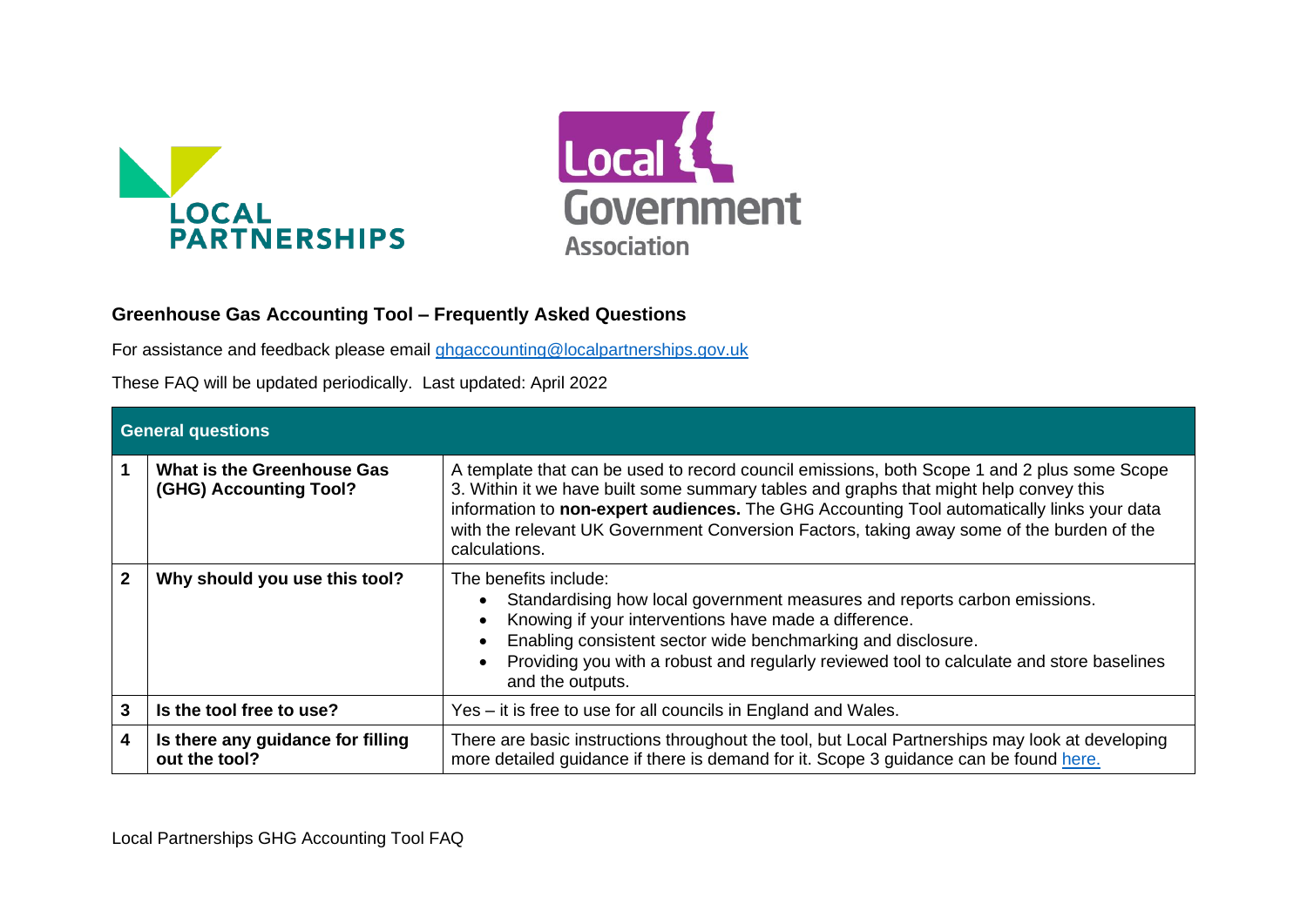# Greenhouse Gas Accounting Tool – Frequently Asked Questions

For assistance and feedback please email [ghgaccounting@localpartnerships.gov.uk](mailto:ghgaccounting@localpartnerships.gov.uk)

These FAQ will be updated periodically. Last updated: April 2022

| General questions | | |
|---|---|---|
| **1** | **What is the Greenhouse Gas (GHG) Accounting Tool?** | A template that can be used to record council emissions, both Scope 1 and 2 plus some Scope 3. Within it we have built some summary tables and graphs that might help convey this information to **non-expert audiences.** The GHG Accounting Tool automatically links your data with the relevant UK Government Conversion Factors, taking away some of the burden of the calculations. |
| **2** | **Why should you use this tool?** | The benefits include:<br>• Standardising how local government measures and reports carbon emissions.<br>• Knowing if your interventions have made a difference.<br>• Enabling consistent sector wide benchmarking and disclosure.<br>• Providing you with a robust and regularly reviewed tool to calculate and store baselines and the outputs. |
| **3** | **Is the tool free to use?** | Yes – it is free to use for all councils in England and Wales. |
| **4** | **Is there any guidance for filling out the tool?** | There are basic instructions throughout the tool, but Local Partnerships may look at developing more detailed guidance if there is demand for it. Scope 3 guidance can be found here. |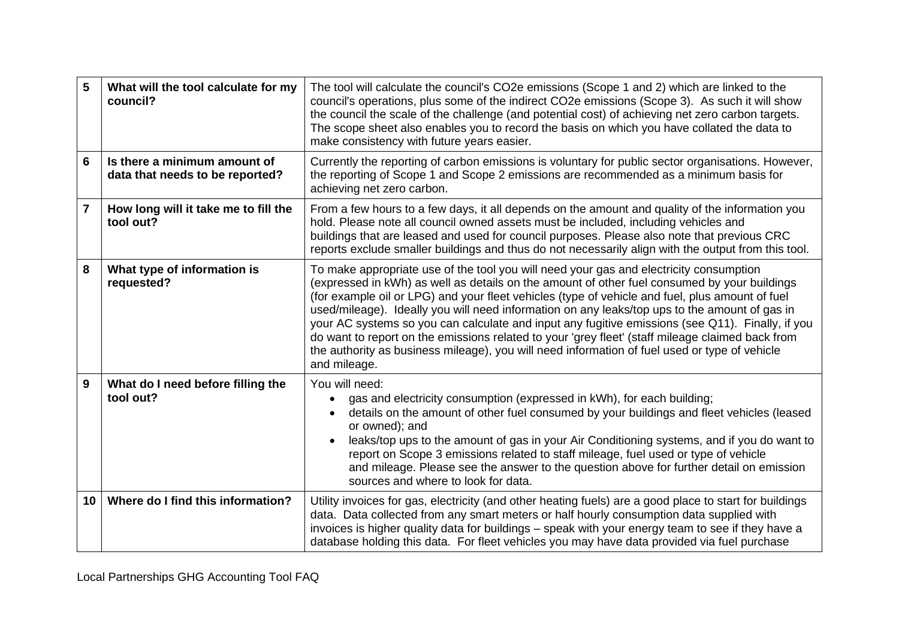| | | |
|---|---|---|
| **5** | **What will the tool calculate for my council?** | The tool will calculate the council's $CO_2e$ emissions (Scope 1 and 2) which are linked to the council's operations, plus some of the indirect $CO_2e$ emissions (Scope 3). As such it will show the council the scale of the challenge (and potential cost) of achieving net zero carbon targets. The scope sheet also enables you to record the basis on which you have collated the data to make consistency with future years easier. |
| **6** | **Is there a minimum amount of data that needs to be reported?** | Currently the reporting of carbon emissions is voluntary for public sector organisations. However, the reporting of Scope 1 and Scope 2 emissions are recommended as a minimum basis for achieving net zero carbon. |
| **7** | **How long will it take me to fill the tool out?** | From a few hours to a few days, it all depends on the amount and quality of the information you hold. Please note all council owned assets must be included, including vehicles and buildings that are leased and used for council purposes. Please also note that previous CRC reports exclude smaller buildings and thus do not necessarily align with the output from this tool. |
| **8** | **What type of information is requested?** | To make appropriate use of the tool you will need your gas and electricity consumption (expressed in kWh) as well as details on the amount of other fuel consumed by your buildings (for example oil or LPG) and your fleet vehicles (type of vehicle and fuel, plus amount of fuel used/mileage). Ideally you will need information on any leaks/top ups to the amount of gas in your AC systems so you can calculate and input any fugitive emissions (see Q11). Finally, if you do want to report on the emissions related to your 'grey fleet' (staff mileage claimed back from the authority as business mileage), you will need information of fuel used or type of vehicle and mileage. |
| **9** | **What do I need before filling the tool out?** | You will need:<br>• gas and electricity consumption (expressed in kWh), for each building;<br>• details on the amount of other fuel consumed by your buildings and fleet vehicles (leased or owned); and<br>• leaks/top ups to the amount of gas in your Air Conditioning systems, and if you do want to report on Scope 3 emissions related to staff mileage, fuel used or type of vehicle and mileage. Please see the answer to the question above for further detail on emission sources and where to look for data. |
| **10** | **Where do I find this information?** | Utility invoices for gas, electricity (and other heating fuels) are a good place to start for buildings data. Data collected from any smart meters or half hourly consumption data supplied with invoices is higher quality data for buildings – speak with your energy team to see if they have a database holding this data. For fleet vehicles you may have data provided via fuel purchase |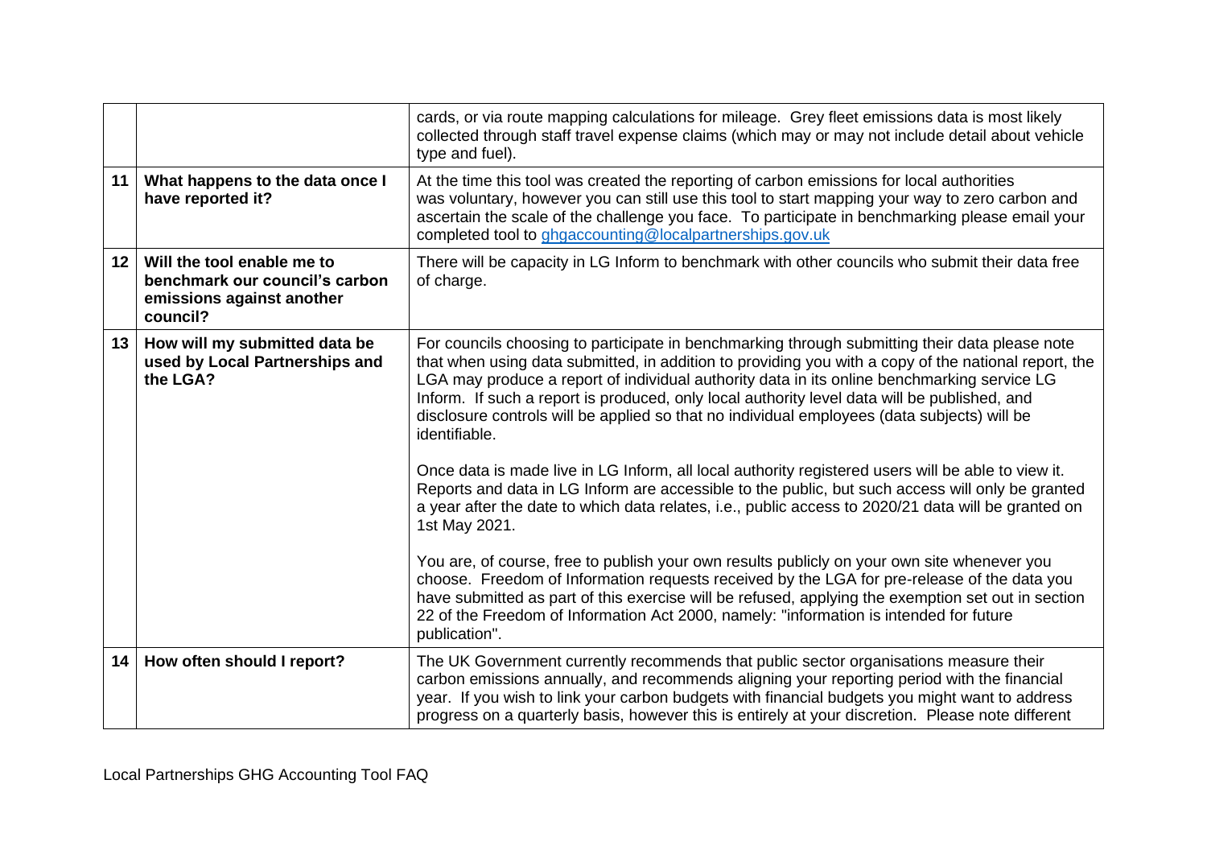| | | |
|---|---|---|
| | | cards, or via route mapping calculations for mileage. Grey fleet emissions data is most likely collected through staff travel expense claims (which may or may not include detail about vehicle type and fuel). |
| **11** | **What happens to the data once I have reported it?** | At the time this tool was created the reporting of carbon emissions for local authorities was voluntary, however you can still use this tool to start mapping your way to zero carbon and ascertain the scale of the challenge you face. To participate in benchmarking please email your completed tool to ghgaccounting@localpartnerships.gov.uk |
| **12** | **Will the tool enable me to benchmark our council's carbon emissions against another council?** | There will be capacity in LG Inform to benchmark with other councils who submit their data free of charge. |
| **13** | **How will my submitted data be used by Local Partnerships and the LGA?** | For councils choosing to participate in benchmarking through submitting their data please note that when using data submitted, in addition to providing you with a copy of the national report, the LGA may produce a report of individual authority data in its online benchmarking service LG Inform. If such a report is produced, only local authority level data will be published, and disclosure controls will be applied so that no individual employees (data subjects) will be identifiable.<br><br>Once data is made live in LG Inform, all local authority registered users will be able to view it. Reports and data in LG Inform are accessible to the public, but such access will only be granted a year after the date to which data relates, i.e., public access to 2020/21 data will be granted on 1st May 2021.<br><br>You are, of course, free to publish your own results publicly on your own site whenever you choose. Freedom of Information requests received by the LGA for pre-release of the data you have submitted as part of this exercise will be refused, applying the exemption set out in section 22 of the Freedom of Information Act 2000, namely: "information is intended for future publication". |
| **14** | **How often should I report?** | The UK Government currently recommends that public sector organisations measure their carbon emissions annually, and recommends aligning your reporting period with the financial year. If you wish to link your carbon budgets with financial budgets you might want to address progress on a quarterly basis, however this is entirely at your discretion. Please note different |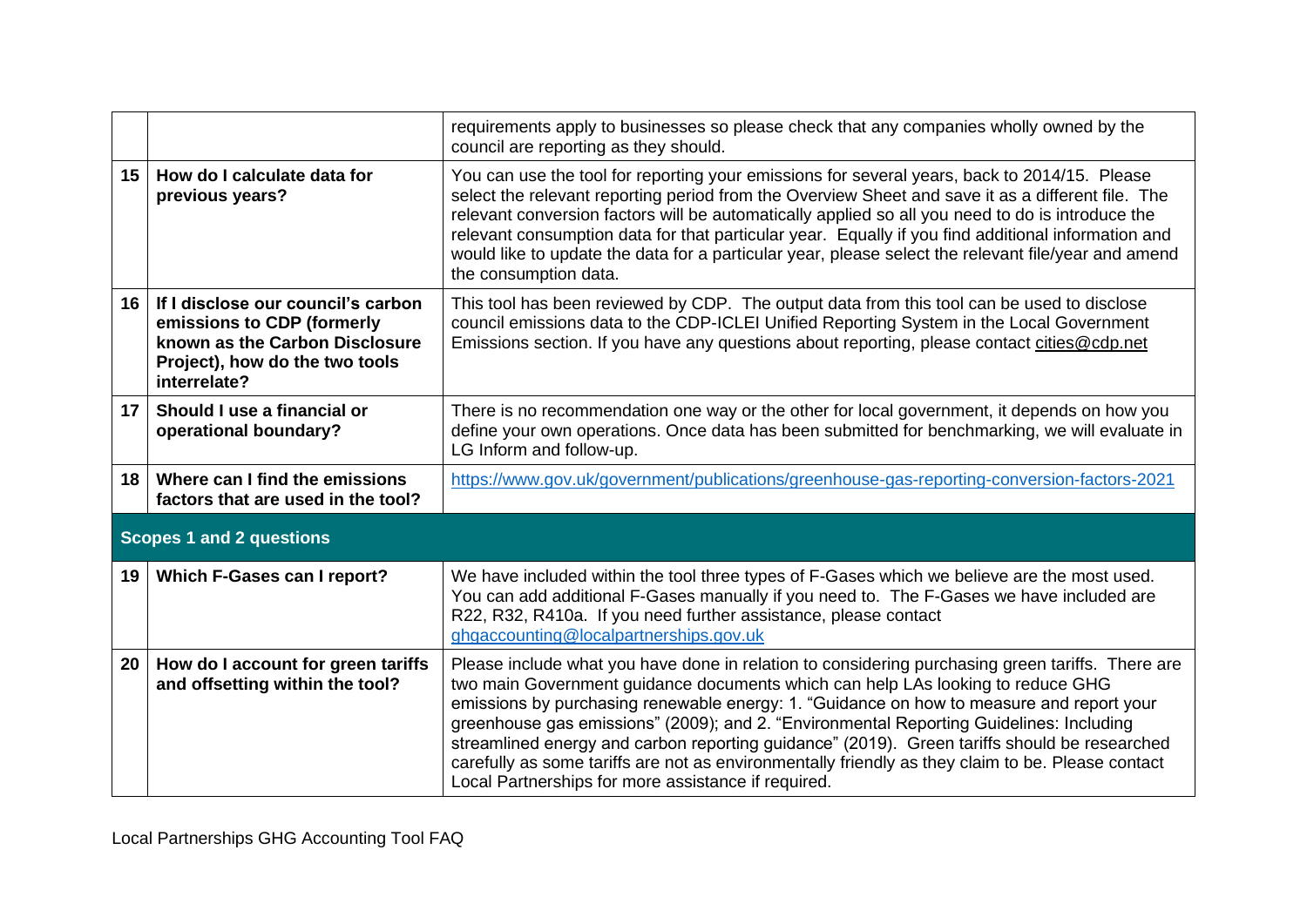| | | |
|---|---|---|
| | | requirements apply to businesses so please check that any companies wholly owned by the council are reporting as they should. |
| 15 | **How do I calculate data for previous years?** | You can use the tool for reporting your emissions for several years, back to 2014/15. Please select the relevant reporting period from the Overview Sheet and save it as a different file. The relevant conversion factors will be automatically applied so all you need to do is introduce the relevant consumption data for that particular year. Equally if you find additional information and would like to update the data for a particular year, please select the relevant file/year and amend the consumption data. |
| 16 | **If I disclose our council's carbon emissions to CDP (formerly known as the Carbon Disclosure Project), how do the two tools interrelate?** | This tool has been reviewed by CDP. The output data from this tool can be used to disclose council emissions data to the CDP-ICLEI Unified Reporting System in the Local Government Emissions section. If you have any questions about reporting, please contact cities@cdp.net |
| 17 | **Should I use a financial or operational boundary?** | There is no recommendation one way or the other for local government, it depends on how you define your own operations. Once data has been submitted for benchmarking, we will evaluate in LG Inform and follow-up. |
| 18 | **Where can I find the emissions factors that are used in the tool?** | https://www.gov.uk/government/publications/greenhouse-gas-reporting-conversion-factors-2021 |
| **Scopes 1 and 2 questions** | | |
| 19 | **Which F-Gases can I report?** | We have included within the tool three types of F-Gases which we believe are the most used. You can add additional F-Gases manually if you need to. The F-Gases we have included are R22, R32, R410a. If you need further assistance, please contact ghgaccounting@localpartnerships.gov.uk |
| 20 | **How do I account for green tariffs and offsetting within the tool?** | Please include what you have done in relation to considering purchasing green tariffs. There are two main Government guidance documents which can help LAs looking to reduce GHG emissions by purchasing renewable energy: 1. "Guidance on how to measure and report your greenhouse gas emissions" (2009); and 2. "Environmental Reporting Guidelines: Including streamlined energy and carbon reporting guidance" (2019). Green tariffs should be researched carefully as some tariffs are not as environmentally friendly as they claim to be. Please contact Local Partnerships for more assistance if required. |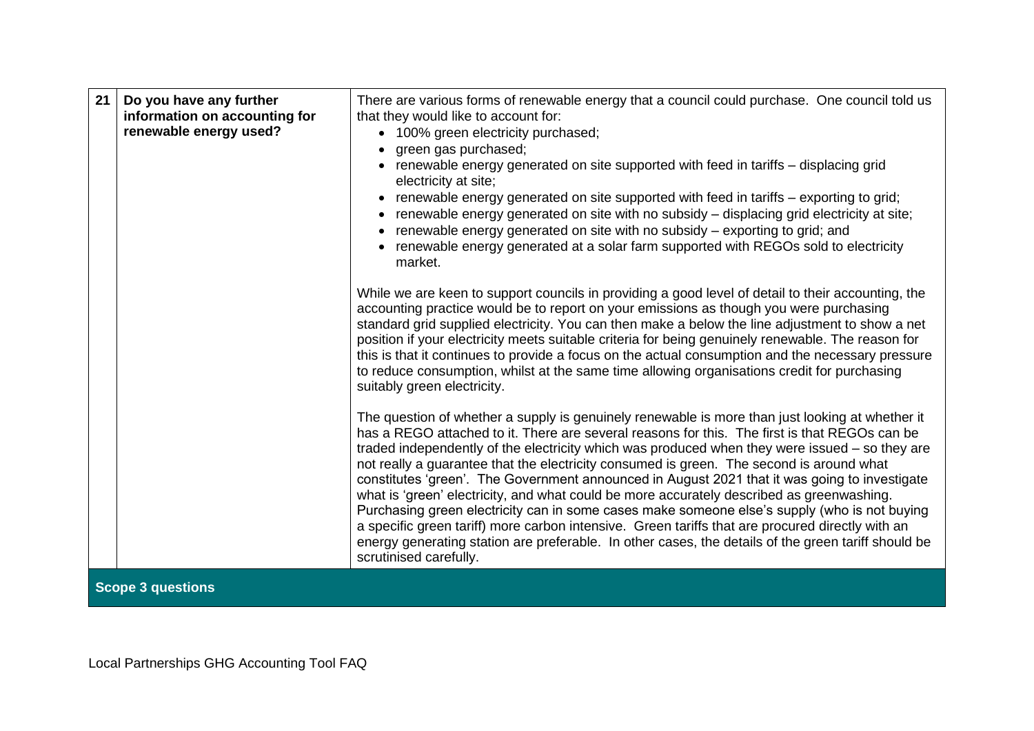| 21 | Do you have any further information on accounting for renewable energy used? | There are various forms of renewable energy that a council could purchase. One council told us that they would like to account for:<br>• 100% green electricity purchased;<br>• green gas purchased;<br>• renewable energy generated on site supported with feed in tariffs – displacing grid electricity at site;<br>• renewable energy generated on site supported with feed in tariffs – exporting to grid;<br>• renewable energy generated on site with no subsidy – displacing grid electricity at site;<br>• renewable energy generated on site with no subsidy – exporting to grid; and<br>• renewable energy generated at a solar farm supported with REGOs sold to electricity market.<br><br>While we are keen to support councils in providing a good level of detail to their accounting, the accounting practice would be to report on your emissions as though you were purchasing standard grid supplied electricity. You can then make a below the line adjustment to show a net position if your electricity meets suitable criteria for being genuinely renewable. The reason for this is that it continues to provide a focus on the actual consumption and the necessary pressure to reduce consumption, whilst at the same time allowing organisations credit for purchasing suitably green electricity.<br><br>The question of whether a supply is genuinely renewable is more than just looking at whether it has a REGO attached to it. There are several reasons for this. The first is that REGOs can be traded independently of the electricity which was produced when they were issued – so they are not really a guarantee that the electricity consumed is green. The second is around what constitutes 'green'. The Government announced in August 2021 that it was going to investigate what is 'green' electricity, and what could be more accurately described as greenwashing. Purchasing green electricity can in some cases make someone else's supply (who is not buying a specific green tariff) more carbon intensive. Green tariffs that are procured directly with an energy generating station are preferable. In other cases, the details of the green tariff should be scrutinised carefully. |
|---|---|---|
| **Scope 3 questions** | | |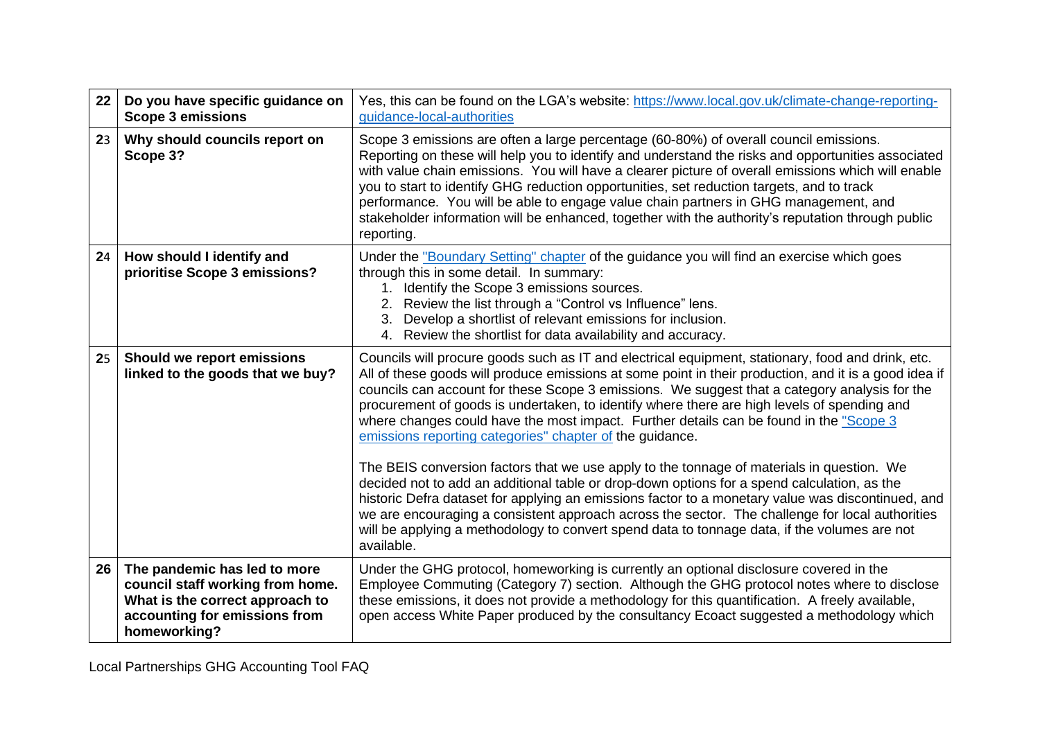| | | |
|---|---|---|
| **22** | **Do you have specific guidance on Scope 3 emissions** | Yes, this can be found on the LGA's website: [https://www.local.gov.uk/climate-change-reporting-guidance-local-authorities](https://www.local.gov.uk/climate-change-reporting-guidance-local-authorities) |
| **23** | **Why should councils report on Scope 3?** | Scope 3 emissions are often a large percentage (60-80%) of overall council emissions. Reporting on these will help you to identify and understand the risks and opportunities associated with value chain emissions. You will have a clearer picture of overall emissions which will enable you to start to identify GHG reduction opportunities, set reduction targets, and to track performance. You will be able to engage value chain partners in GHG management, and stakeholder information will be enhanced, together with the authority's reputation through public reporting. |
| **24** | **How should I identify and prioritise Scope 3 emissions?** | Under the "Boundary Setting" chapter of the guidance you will find an exercise which goes through this in some detail. In summary:<br>1. Identify the Scope 3 emissions sources.<br>2. Review the list through a "Control vs Influence" lens.<br>3. Develop a shortlist of relevant emissions for inclusion.<br>4. Review the shortlist for data availability and accuracy. |
| **25** | **Should we report emissions linked to the goods that we buy?** | Councils will procure goods such as IT and electrical equipment, stationary, food and drink, etc. All of these goods will produce emissions at some point in their production, and it is a good idea if councils can account for these Scope 3 emissions. We suggest that a category analysis for the procurement of goods is undertaken, to identify where there are high levels of spending and where changes could have the most impact. Further details can be found in the "Scope 3 emissions reporting categories" chapter of the guidance.<br><br>The BEIS conversion factors that we use apply to the tonnage of materials in question. We decided not to add an additional table or drop-down options for a spend calculation, as the historic Defra dataset for applying an emissions factor to a monetary value was discontinued, and we are encouraging a consistent approach across the sector. The challenge for local authorities will be applying a methodology to convert spend data to tonnage data, if the volumes are not available. |
| **26** | **The pandemic has led to more council staff working from home. What is the correct approach to accounting for emissions from homeworking?** | Under the GHG protocol, homeworking is currently an optional disclosure covered in the Employee Commuting (Category 7) section. Although the GHG protocol notes where to disclose these emissions, it does not provide a methodology for this quantification. A freely available, open access White Paper produced by the consultancy Ecoact suggested a methodology which |

Local Partnerships GHG Accounting Tool FAQ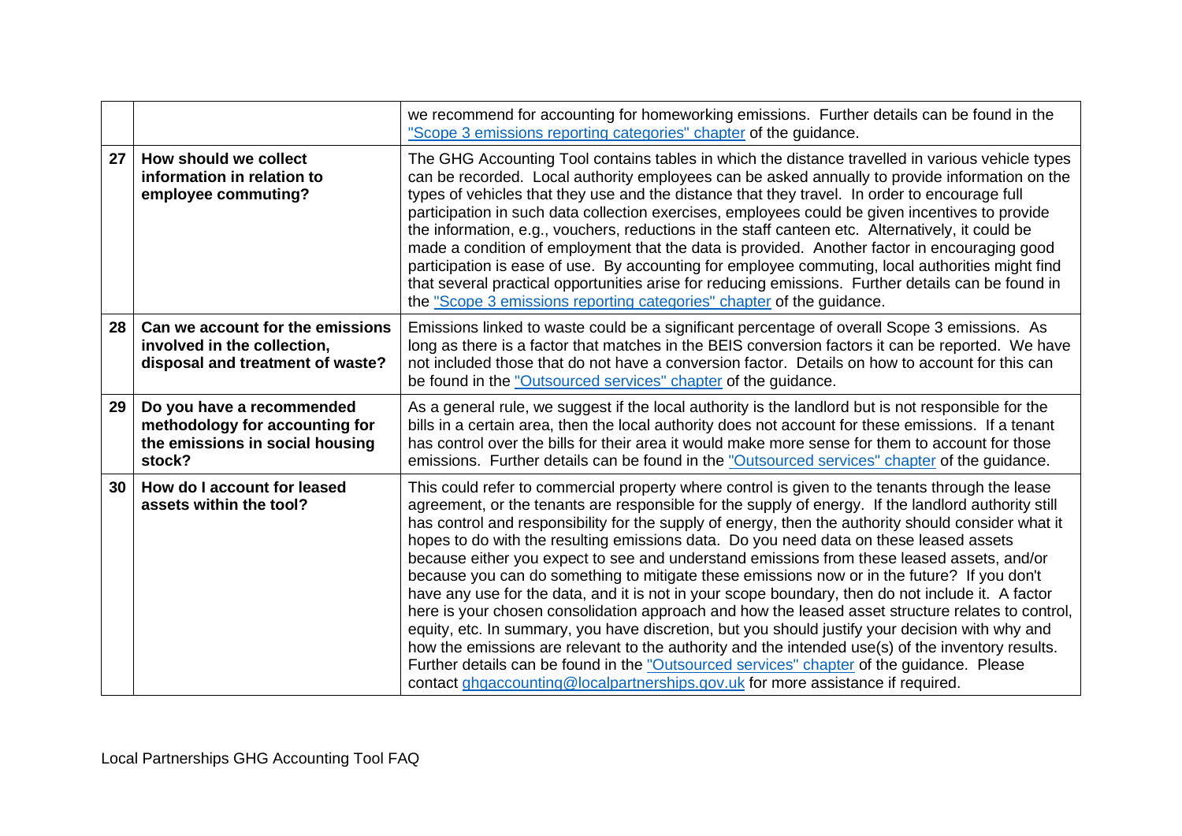| | | |
|---|---|---|
| | | we recommend for accounting for homeworking emissions. Further details can be found in the "Scope 3 emissions reporting categories" chapter of the guidance. |
| **27** | **How should we collect information in relation to employee commuting?** | The GHG Accounting Tool contains tables in which the distance travelled in various vehicle types can be recorded. Local authority employees can be asked annually to provide information on the types of vehicles that they use and the distance that they travel. In order to encourage full participation in such data collection exercises, employees could be given incentives to provide the information, e.g., vouchers, reductions in the staff canteen etc. Alternatively, it could be made a condition of employment that the data is provided. Another factor in encouraging good participation is ease of use. By accounting for employee commuting, local authorities might find that several practical opportunities arise for reducing emissions. Further details can be found in the "Scope 3 emissions reporting categories" chapter of the guidance. |
| **28** | **Can we account for the emissions involved in the collection, disposal and treatment of waste?** | Emissions linked to waste could be a significant percentage of overall Scope 3 emissions. As long as there is a factor that matches in the BEIS conversion factors it can be reported. We have not included those that do not have a conversion factor. Details on how to account for this can be found in the "Outsourced services" chapter of the guidance. |
| **29** | **Do you have a recommended methodology for accounting for the emissions in social housing stock?** | As a general rule, we suggest if the local authority is the landlord but is not responsible for the bills in a certain area, then the local authority does not account for these emissions. If a tenant has control over the bills for their area it would make more sense for them to account for those emissions. Further details can be found in the "Outsourced services" chapter of the guidance. |
| **30** | **How do I account for leased assets within the tool?** | This could refer to commercial property where control is given to the tenants through the lease agreement, or the tenants are responsible for the supply of energy. If the landlord authority still has control and responsibility for the supply of energy, then the authority should consider what it hopes to do with the resulting emissions data. Do you need data on these leased assets because either you expect to see and understand emissions from these leased assets, and/or because you can do something to mitigate these emissions now or in the future? If you don't have any use for the data, and it is not in your scope boundary, then do not include it. A factor here is your chosen consolidation approach and how the leased asset structure relates to control, equity, etc. In summary, you have discretion, but you should justify your decision with why and how the emissions are relevant to the authority and the intended use(s) of the inventory results. Further details can be found in the "Outsourced services" chapter of the guidance. Please contact ghgaccounting@localpartnerships.gov.uk for more assistance if required. |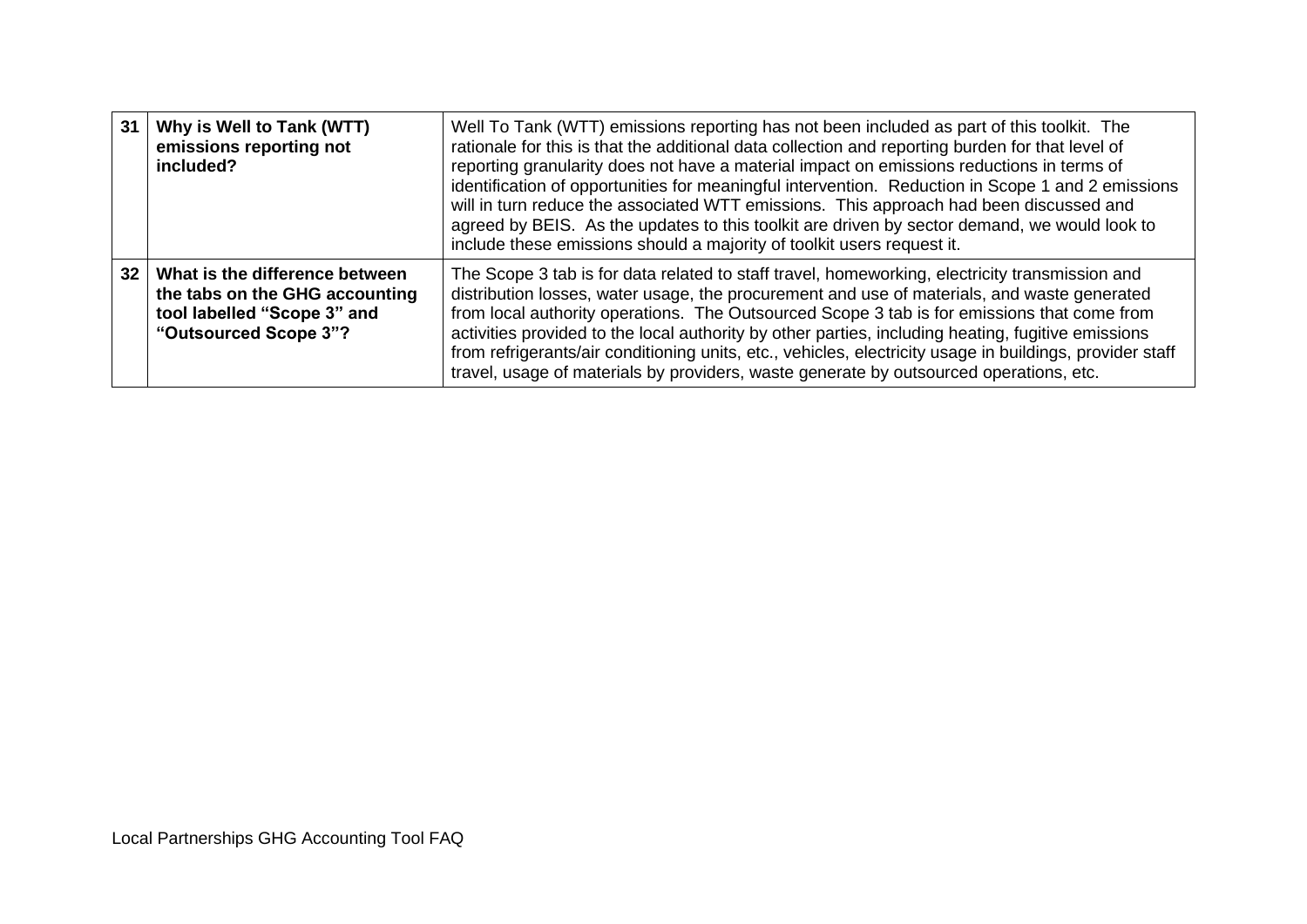| | | |
|---|---|---|
| 31 | **Why is Well to Tank (WTT) emissions reporting not included?** | Well To Tank (WTT) emissions reporting has not been included as part of this toolkit. The rationale for this is that the additional data collection and reporting burden for that level of reporting granularity does not have a material impact on emissions reductions in terms of identification of opportunities for meaningful intervention. Reduction in Scope 1 and 2 emissions will in turn reduce the associated WTT emissions. This approach had been discussed and agreed by BEIS. As the updates to this toolkit are driven by sector demand, we would look to include these emissions should a majority of toolkit users request it. |
| 32 | **What is the difference between the tabs on the GHG accounting tool labelled "Scope 3" and "Outsourced Scope 3"?** | The Scope 3 tab is for data related to staff travel, homeworking, electricity transmission and distribution losses, water usage, the procurement and use of materials, and waste generated from local authority operations. The Outsourced Scope 3 tab is for emissions that come from activities provided to the local authority by other parties, including heating, fugitive emissions from refrigerants/air conditioning units, etc., vehicles, electricity usage in buildings, provider staff travel, usage of materials by providers, waste generate by outsourced operations, etc. |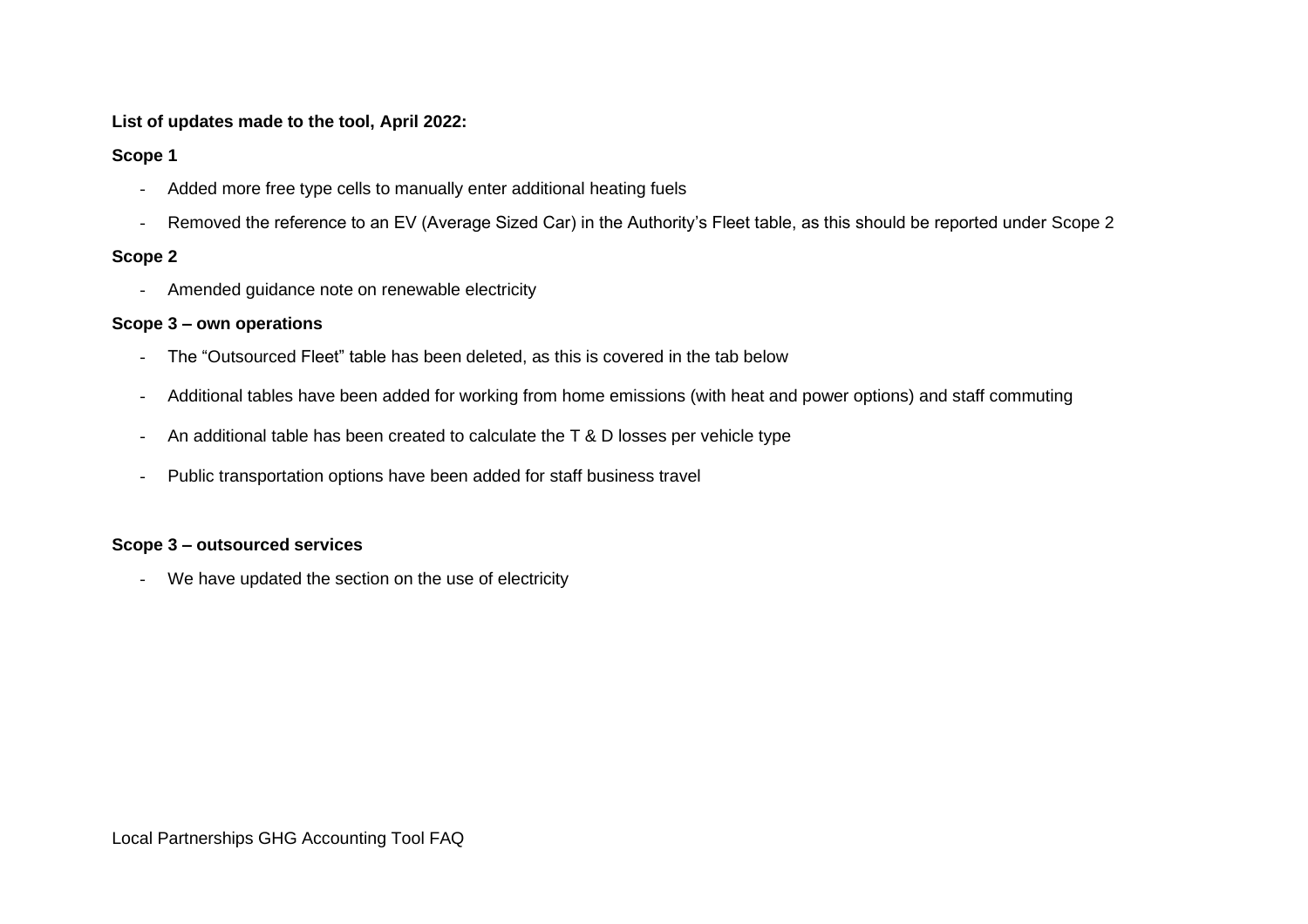**List of updates made to the tool, April 2022:**

**Scope 1**

- Added more free type cells to manually enter additional heating fuels
- Removed the reference to an EV (Average Sized Car) in the Authority's Fleet table, as this should be reported under Scope 2

**Scope 2**

- Amended guidance note on renewable electricity

**Scope 3 – own operations**

- The "Outsourced Fleet" table has been deleted, as this is covered in the tab below
- Additional tables have been added for working from home emissions (with heat and power options) and staff commuting
- An additional table has been created to calculate the T & D losses per vehicle type
- Public transportation options have been added for staff business travel

**Scope 3 – outsourced services**

- We have updated the section on the use of electricity